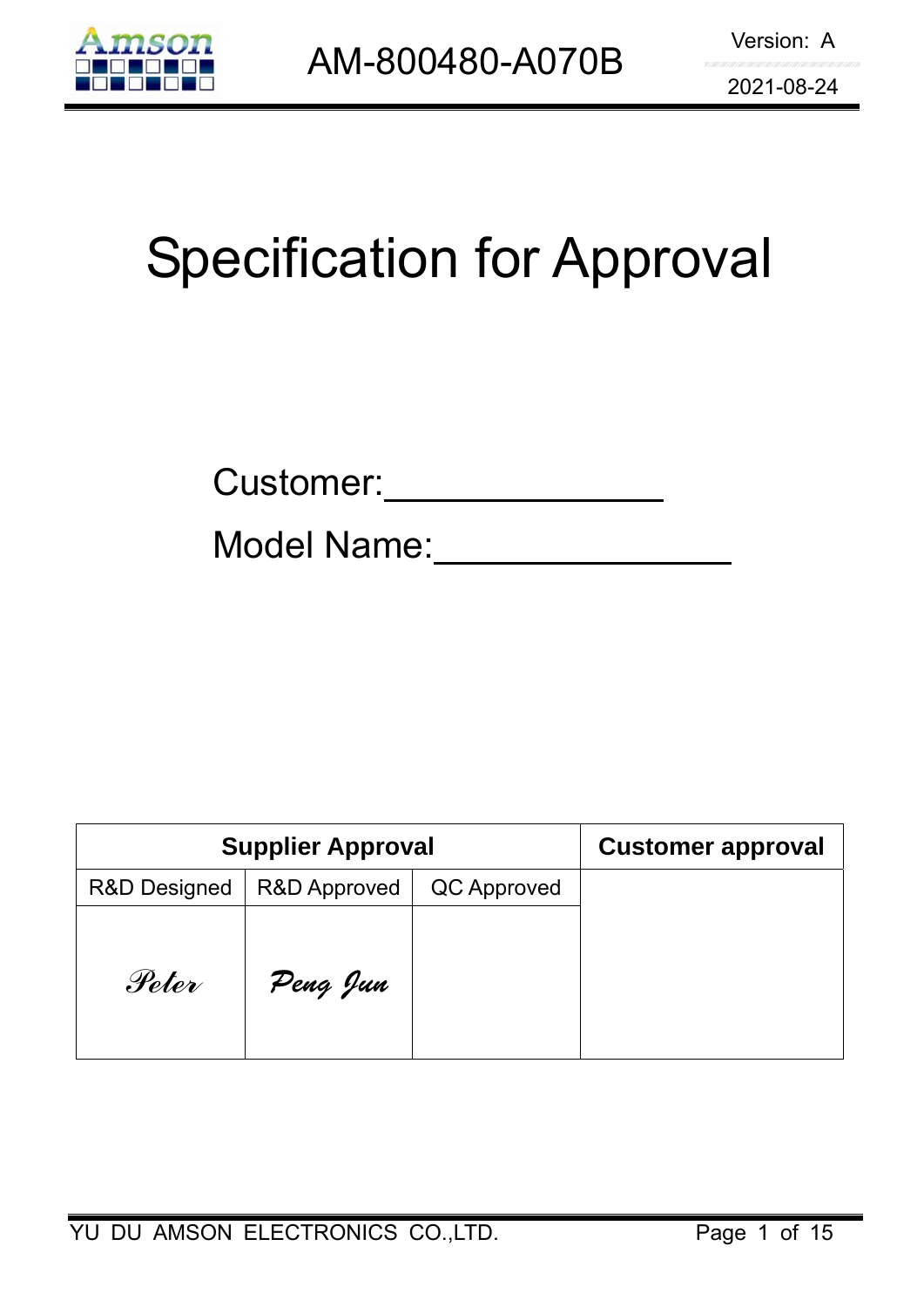AM-800480-A070B

Version: A

2021-08-24

# Specification for Approval

Customer:\_\_\_\_\_\_\_\_\_\_\_\_\_\_\_\_

Model Name:\_\_\_\_\_\_\_\_\_\_\_\_\_\_\_\_

| **Supplier Approval** | | | **Customer approval** |
|---|---|---|---|
| R&D Designed | R&D Approved | QC Approved | |
| *Peter* | *Peng Jun* | | |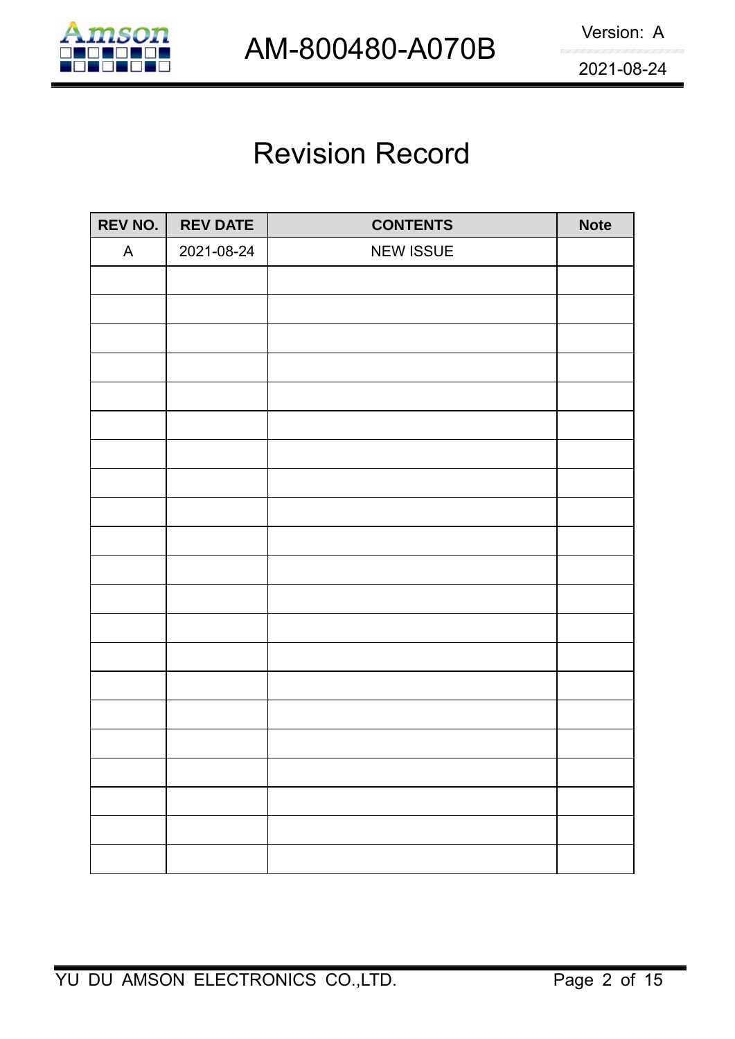# Revision Record

| REV NO. | REV DATE | CONTENTS | Note |
|---|---|---|---|
| A | 2021-08-24 | NEW ISSUE | |
| | | | |
| | | | |
| | | | |
| | | | |
| | | | |
| | | | |
| | | | |
| | | | |
| | | | |
| | | | |
| | | | |
| | | | |
| | | | |
| | | | |
| | | | |
| | | | |
| | | | |
| | | | |
| | | | |
| | | | |
| | | | |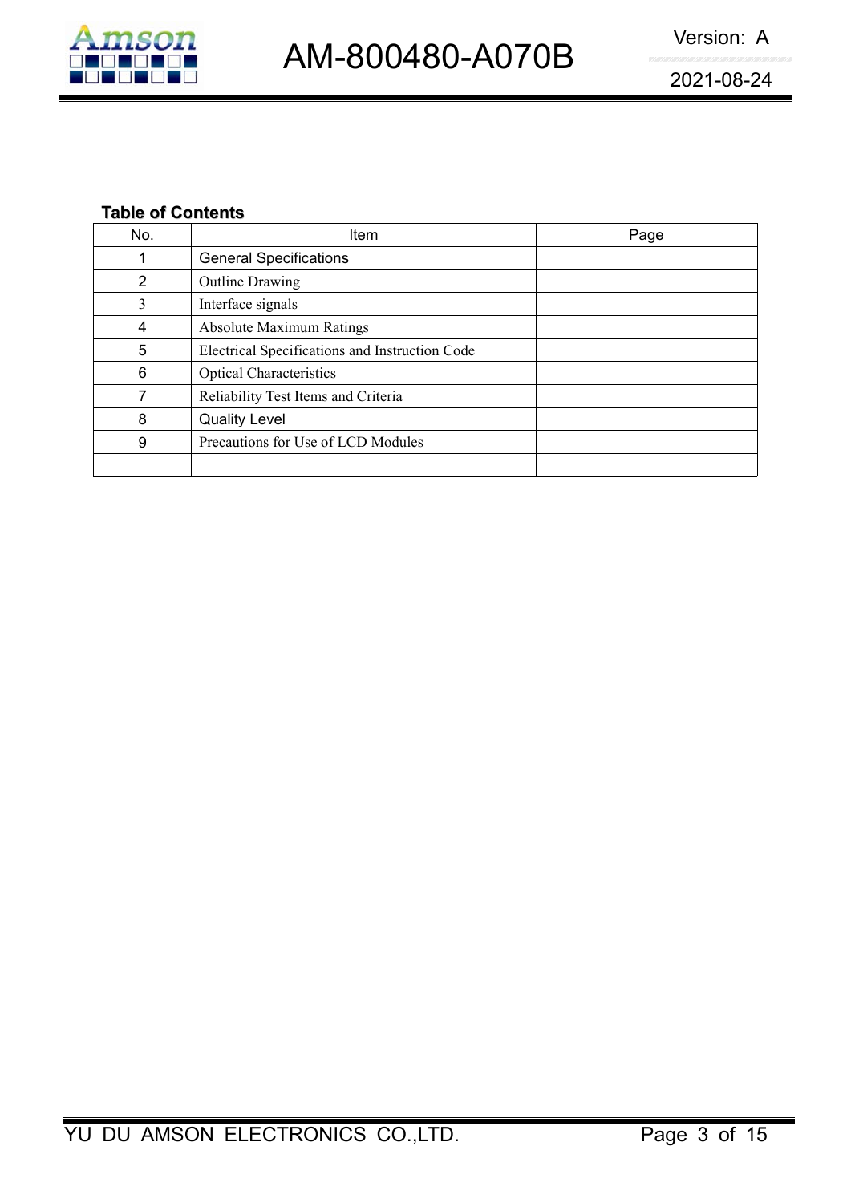**Table of Contents**

| No. | Item | Page |
|---|---|---|
| 1 | General Specifications | |
| 2 | Outline Drawing | |
| 3 | Interface signals | |
| 4 | Absolute Maximum Ratings | |
| 5 | Electrical Specifications and Instruction Code | |
| 6 | Optical Characteristics | |
| 7 | Reliability Test Items and Criteria | |
| 8 | Quality Level | |
| 9 | Precautions for Use of LCD Modules | |
| | | |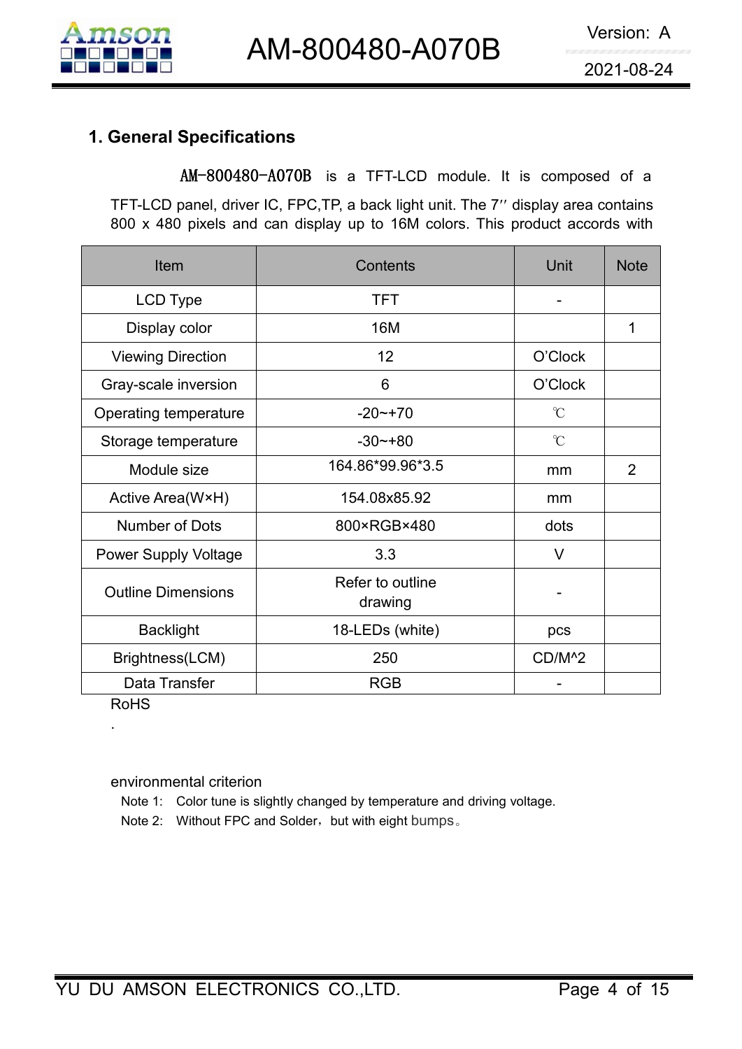## 1. General Specifications

AM-800480-A070B is a TFT-LCD module. It is composed of a TFT-LCD panel, driver IC, FPC,TP, a back light unit. The 7′′ display area contains 800 x 480 pixels and can display up to 16M colors. This product accords with

| Item | Contents | Unit | Note |
|---|---|---|---|
| LCD Type | TFT | - | |
| Display color | 16M | | 1 |
| Viewing Direction | 12 | O'Clock | |
| Gray-scale inversion | 6 | O'Clock | |
| Operating temperature | -20~+70 | ℃ | |
| Storage temperature | -30~+80 | ℃ | |
| Module size | 164.86*99.96*3.5 | mm | 2 |
| Active Area(W×H) | 154.08x85.92 | mm | |
| Number of Dots | 800×RGB×480 | dots | |
| Power Supply Voltage | 3.3 | V | |
| Outline Dimensions | Refer to outline drawing | - | |
| Backlight | 18-LEDs (white) | pcs | |
| Brightness(LCM) | 250 | CD/M^2 | |
| Data Transfer | RGB | - | |

RoHS

.

environmental criterion

Note 1: Color tune is slightly changed by temperature and driving voltage.

Note 2: Without FPC and Solder，but with eight bumps。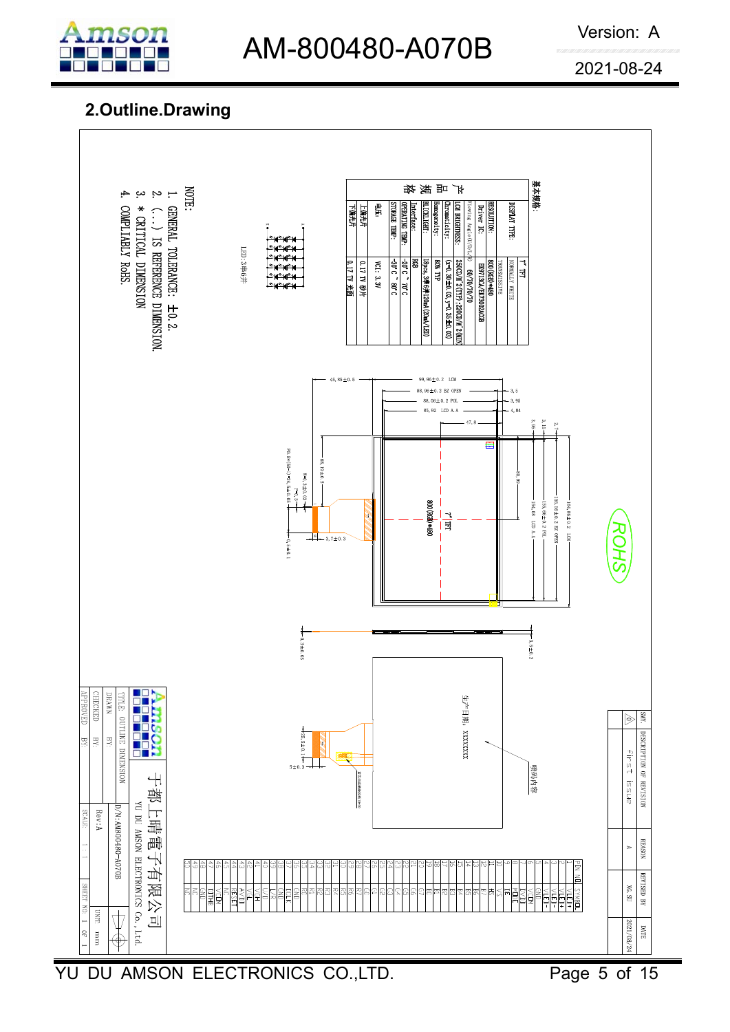## 2.Outline.Drawing

基本规格:

| 产品规格 | |
|---|---|
| DISPLAY TYPE: | 7" TFT |
| | NORMALLY WHITE |
| | TRANSMISSIVE |
| Driver IC: | EK9716BCA/EK73002ACGB |
| RESOLUTION: | 800(RGB)*480 |
| Viewing Angle(U/D/L/R) | 60/70/70/70 |
| LCM BRIGHTNESS: | 250cd/m²(TYP);220cd/m²(MIN) |
| Chromaticity: | (x=0.30±0.03, y=0.35±0.03) |
| Homogeneity: | 80% TYP |
| BLACKLIGHT: | 18pcs, 3串6并120mA(20mA/LED) |
| Interface: | RGB |
| OPERATING TEMP: | -20°C ~ 70°C |
| STORAGE TEMP: | -30°C ~ 80°C |
| 电压: | VCI: 3.3V |
| 上偏光片 | 0.17 TV 防并 |
| 下偏光片 | 0.17 TV 光面 |

LED:3串6并

NOTE:
1. GENERAL TOLERANCE: ±0.2.
2. (...) IS REFERENCE DIMENSION.
3. * CRITICAL DIMENSION
4. COMPLIABLY RoHS.

| PIN NO. | SYMBOL |
|---|---|
| 1 | VLED+ |
| 2 | VLED+ |
| 3 | VLED- |
| 4 | VLED- |
| 5 | GND |
| 6 | VCOM |
| 7 | DVDD |
| 8 | MODE |
| 9 | DE |
| 10 | VS |
| 11 | HS |
| 12 | B7 |
| 13 | B6 |
| 14 | B5 |
| 15 | B4 |
| 16 | B3 |
| 17 | B2 |
| 18 | B1 |
| 19 | B0 |
| 20 | G7 |
| 21 | G6 |
| 22 | G5 |
| 23 | G4 |
| 24 | G3 |
| 25 | G2 |
| 26 | G1 |
| 27 | G0 |
| 28 | R7 |
| 29 | R6 |
| 30 | R5 |
| 31 | R4 |
| 32 | R3 |
| 33 | R2 |
| 34 | R1 |
| 35 | R0 |
| 36 | GND |
| 37 | DCLK |
| 38 | GND |
| 39 | L/R |
| 40 | U/D |
| 41 | VGH |
| 42 | VGL |
| 43 | AVDD |
| 44 | RESET |
| 45 | NC |
| 46 | VCOM |
| 47 | DITHB |
| 48 | GND |
| 49 | NC |
| 50 | NC |

| SYM | DESCRIPTION OF REVISION | REASON | REVISED BY | DATE |
|---|---|---|---|---|
| △ | First Issue | A | XG.SU | 2021/08/24 |

于都上晴電子有限公司
YU DU AMSON ELECTRONICS Co.,Ltd.

| TITLE: OUTLINE DIMENSION | D/N:AM800480-A070B |
|---|---|
| DRAWN BY: | Rev:A |
| CHECKED BY: | UNIT: mm |
| APPROVED BY: | SCALE: 1:1 | SHEET NO. 1 OF 1 |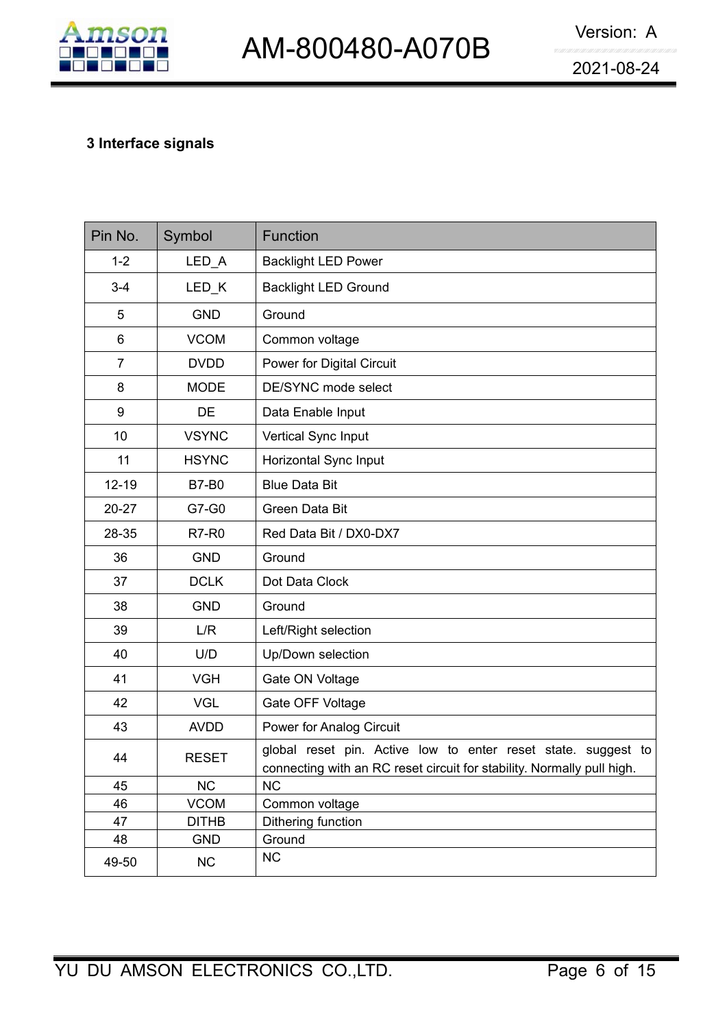### 3 Interface signals

| Pin No. | Symbol | Function |
|---|---|---|
| 1-2 | LED_A | Backlight LED Power |
| 3-4 | LED_K | Backlight LED Ground |
| 5 | GND | Ground |
| 6 | VCOM | Common voltage |
| 7 | DVDD | Power for Digital Circuit |
| 8 | MODE | DE/SYNC mode select |
| 9 | DE | Data Enable Input |
| 10 | VSYNC | Vertical Sync Input |
| 11 | HSYNC | Horizontal Sync Input |
| 12-19 | B7-B0 | Blue Data Bit |
| 20-27 | G7-G0 | Green Data Bit |
| 28-35 | R7-R0 | Red Data Bit / DX0-DX7 |
| 36 | GND | Ground |
| 37 | DCLK | Dot Data Clock |
| 38 | GND | Ground |
| 39 | L/R | Left/Right selection |
| 40 | U/D | Up/Down selection |
| 41 | VGH | Gate ON Voltage |
| 42 | VGL | Gate OFF Voltage |
| 43 | AVDD | Power for Analog Circuit |
| 44 | RESET | global reset pin. Active low to enter reset state. suggest to connecting with an RC reset circuit for stability. Normally pull high. |
| 45 | NC | NC |
| 46 | VCOM | Common voltage |
| 47 | DITHB | Dithering function |
| 48 | GND | Ground |
| 49-50 | NC | NC |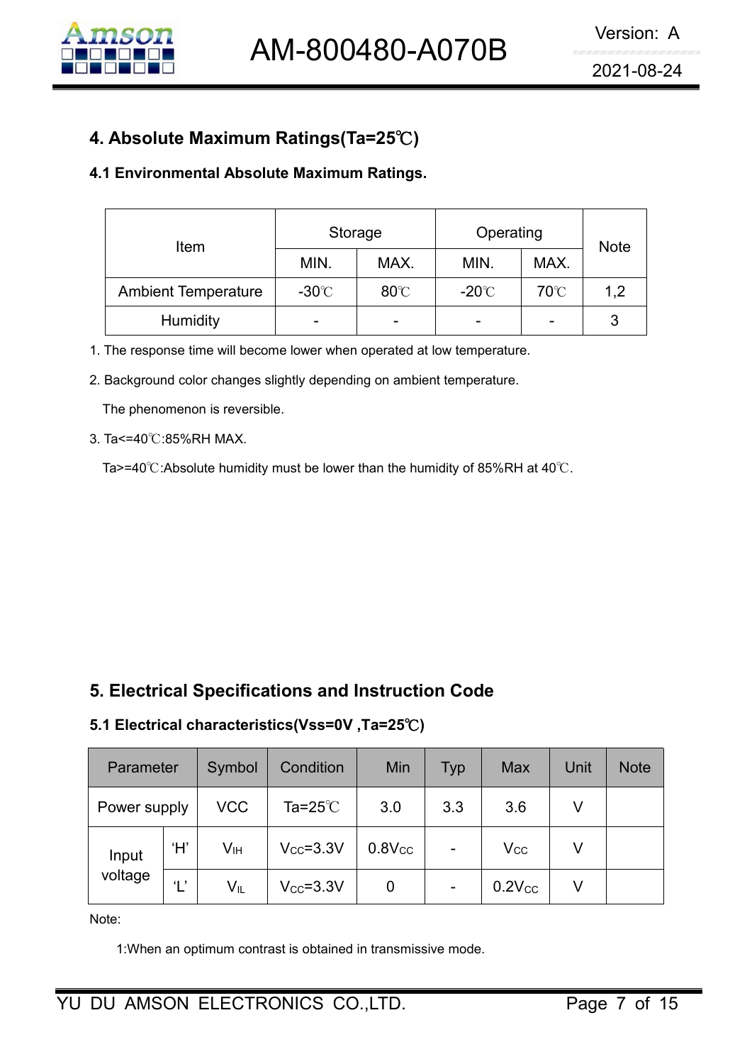## 4. Absolute Maximum Ratings(Ta=25℃)

### 4.1 Environmental Absolute Maximum Ratings.

| Item | Storage | | Operating | | Note |
|---|---|---|---|---|---|
| | MIN. | MAX. | MIN. | MAX. | |
| Ambient Temperature | -30℃ | 80℃ | -20℃ | 70℃ | 1,2 |
| Humidity | - | - | - | - | 3 |

1. The response time will become lower when operated at low temperature.
2. Background color changes slightly depending on ambient temperature.

   The phenomenon is reversible.
3. Ta<=40℃:85%RH MAX.

   Ta>=40℃:Absolute humidity must be lower than the humidity of 85%RH at 40℃.

## 5. Electrical Specifications and Instruction Code

### 5.1 Electrical characteristics(Vss=0V ,Ta=25℃)

| Parameter | | Symbol | Condition | Min | Typ | Max | Unit | Note |
|---|---|---|---|---|---|---|---|---|
| Power supply | | VCC | Ta=25℃ | 3.0 | 3.3 | 3.6 | V | |
| Input voltage | 'H' | $V_{IH}$ | $V_{CC}$=3.3V | 0.8$V_{CC}$ | - | $V_{CC}$ | V | |
| | 'L' | $V_{IL}$ | $V_{CC}$=3.3V | 0 | - | 0.2$V_{CC}$ | V | |

Note:

1:When an optimum contrast is obtained in transmissive mode.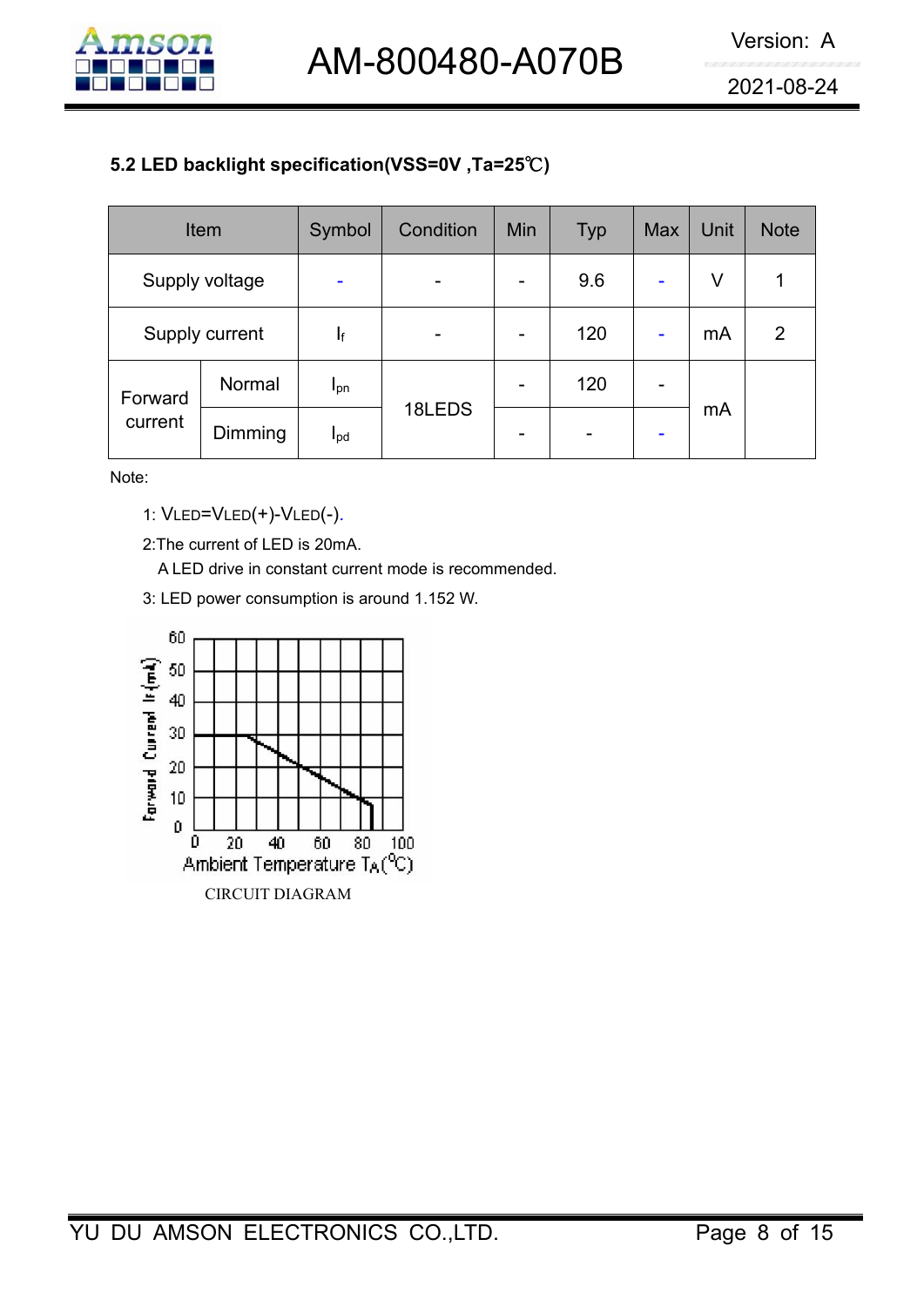### 5.2 LED backlight specification(VSS=0V ,Ta=25℃)

| Item | | Symbol | Condition | Min | Typ | Max | Unit | Note |
|---|---|---|---|---|---|---|---|---|
| Supply voltage | | - | - | - | 9.6 | - | V | 1 |
| Supply current | | $I_f$ | - | - | 120 | - | mA | 2 |
| Forward current | Normal | $I_{pn}$ | 18LEDS | - | 120 | - | mA | |
| | Dimming | $I_{pd}$ | | - | - | - | | |

Note:

1: VLED=VLED(+)-VLED(-).

2:The current of LED is 20mA.

A LED drive in constant current mode is recommended.

3: LED power consumption is around 1.152 W.

CIRCUIT DIAGRAM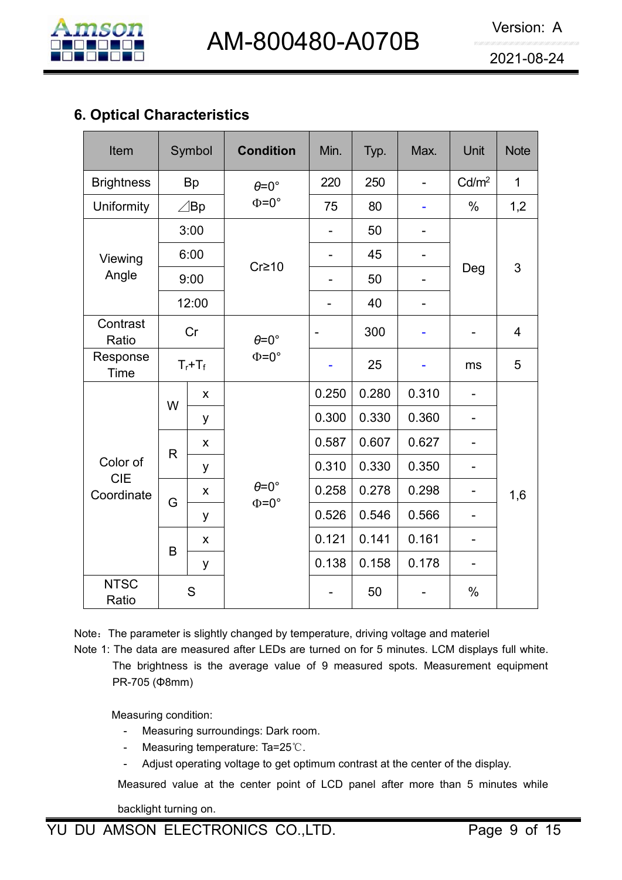## 6. Optical Characteristics

| Item | Symbol | | Condition | Min. | Typ. | Max. | Unit | Note |
|---|---|---|---|---|---|---|---|---|
| Brightness | Bp | | $\theta$=0° Φ=0° | 220 | 250 | - | Cd/m² | 1 |
| Uniformity | ⊿Bp | | | 75 | 80 | - | % | 1,2 |
| Viewing Angle | 3:00 | | Cr≥10 | - | 50 | - | Deg | 3 |
| | 6:00 | | | - | 45 | - | | |
| | 9:00 | | | - | 50 | - | | |
| | 12:00 | | | - | 40 | - | | |
| Contrast Ratio | Cr | | $\theta$=0° Φ=0° | - | 300 | - | - | 4 |
| Response Time | $T_r$+$T_f$ | | | - | 25 | - | ms | 5 |
| Color of CIE Coordinate | W | x | $\theta$=0° Φ=0° | 0.250 | 0.280 | 0.310 | - | 1,6 |
| | | y | | 0.300 | 0.330 | 0.360 | - | |
| | R | x | | 0.587 | 0.607 | 0.627 | - | |
| | | y | | 0.310 | 0.330 | 0.350 | - | |
| | G | x | | 0.258 | 0.278 | 0.298 | - | |
| | | y | | 0.526 | 0.546 | 0.566 | - | |
| | B | x | | 0.121 | 0.141 | 0.161 | - | |
| | | y | | 0.138 | 0.158 | 0.178 | - | |
| NTSC Ratio | S | | | - | 50 | - | % | |

Note：The parameter is slightly changed by temperature, driving voltage and materiel

Note 1: The data are measured after LEDs are turned on for 5 minutes. LCM displays full white. The brightness is the average value of 9 measured spots. Measurement equipment PR-705 (Φ8mm)

Measuring condition:

- Measuring surroundings: Dark room.
- Measuring temperature: Ta=25℃.
- Adjust operating voltage to get optimum contrast at the center of the display.

Measured value at the center point of LCD panel after more than 5 minutes while backlight turning on.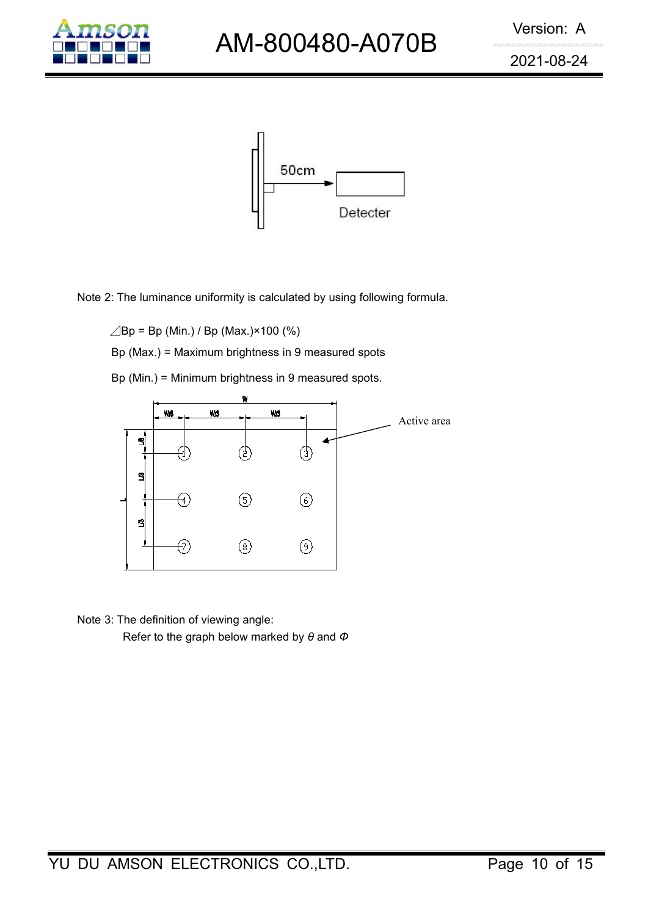50cm

Detecter

Note 2: The luminance uniformity is calculated by using following formula.

△Bp = Bp (Min.) / Bp (Max.)×100 (%)

Bp (Max.) = Maximum brightness in 9 measured spots

Bp (Min.) = Minimum brightness in 9 measured spots.

W

W/6 W/3 W/3

Active area

L/6 L/3 L/3

L

1 2 3

4 5 6

7 8 9

Note 3: The definition of viewing angle:

Refer to the graph below marked by $\theta$ and $\Phi$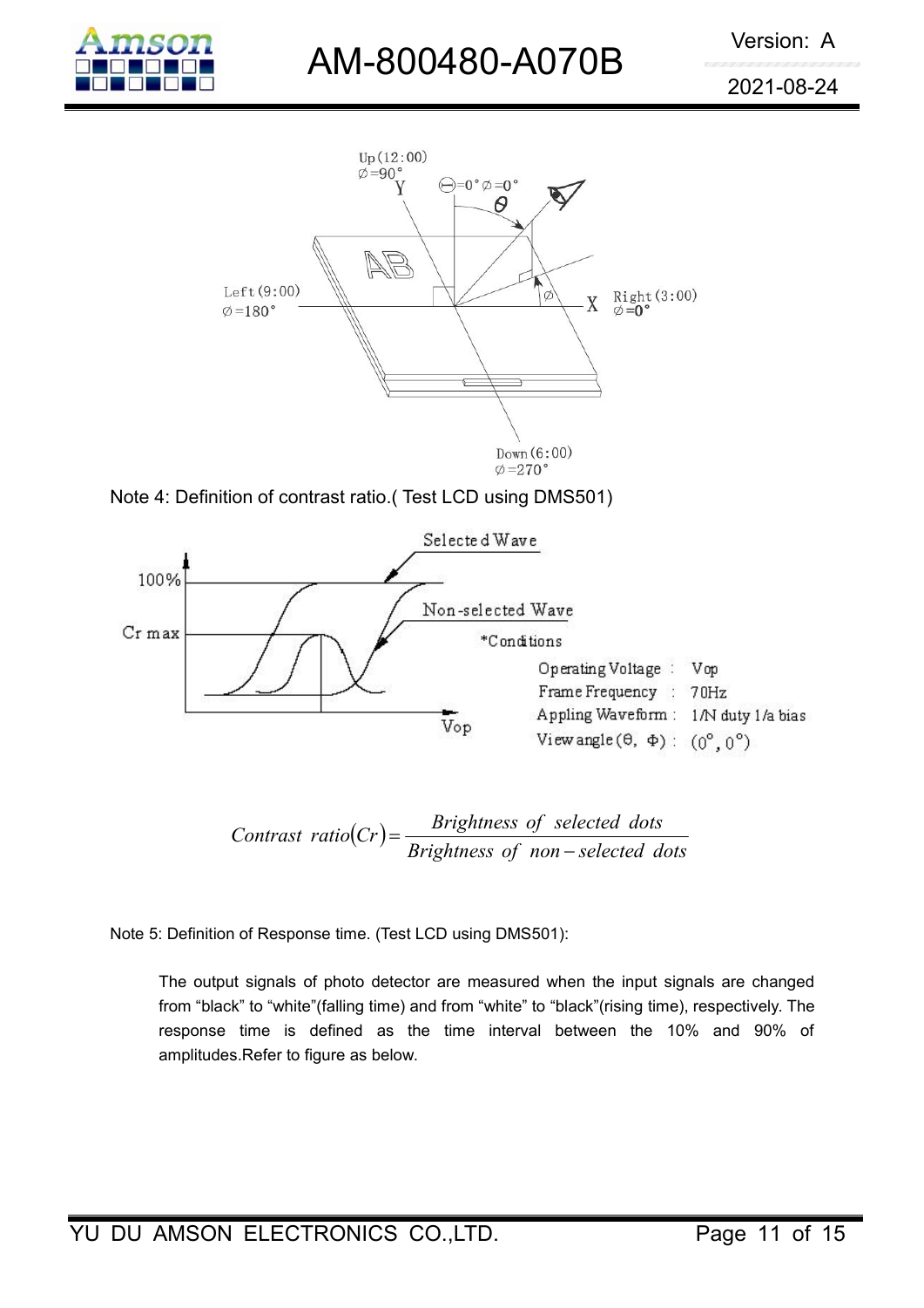Note 4: Definition of contrast ratio.( Test LCD using DMS501)

*Conditions

| | | |
|---|---|---|
| Operating Voltage | : | Vop |
| Frame Frequency | : | 70Hz |
| Appling Waveform | : | 1/N duty 1/a bias |
| View angle (θ, Φ) | : | (0°, 0°) |

$$Contrast\ ratio(Cr) = \frac{Brightness\ of\ selected\ dots}{Brightness\ of\ non-selected\ dots}$$

Note 5: Definition of Response time. (Test LCD using DMS501):

The output signals of photo detector are measured when the input signals are changed from "black" to "white"(falling time) and from "white" to "black"(rising time), respectively. The response time is defined as the time interval between the 10% and 90% of amplitudes.Refer to figure as below.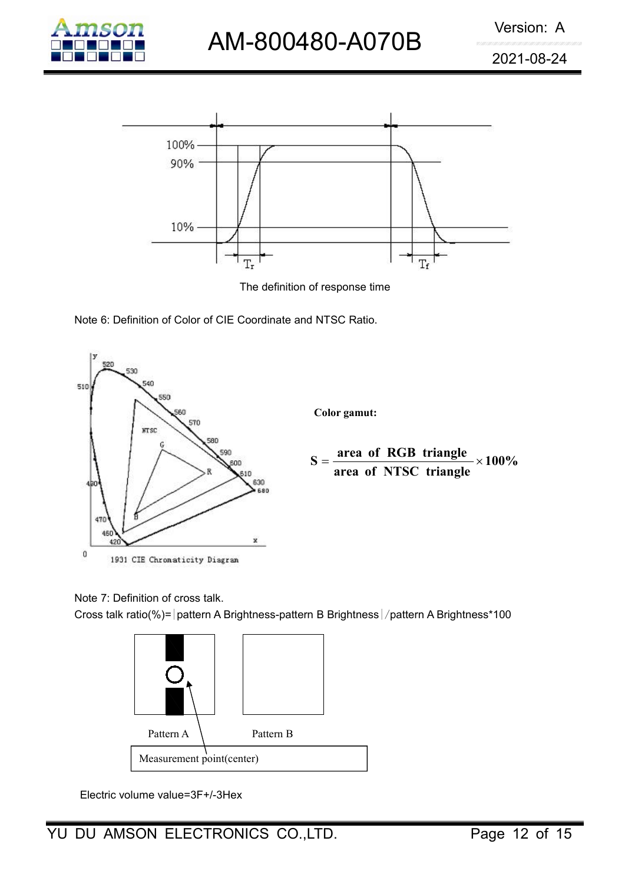The definition of response time

Note 6: Definition of Color of CIE Coordinate and NTSC Ratio.

1931 CIE Chromaticity Diagram

**Color gamut:**

$$S = \frac{\textbf{area of RGB triangle}}{\textbf{area of NTSC triangle}} \times 100\%$$

Note 7: Definition of cross talk.

Cross talk ratio(%)=|pattern A Brightness-pattern B Brightness|/pattern A Brightness*100

Pattern A Pattern B

Measurement point(center)

Electric volume value=3F+/-3Hex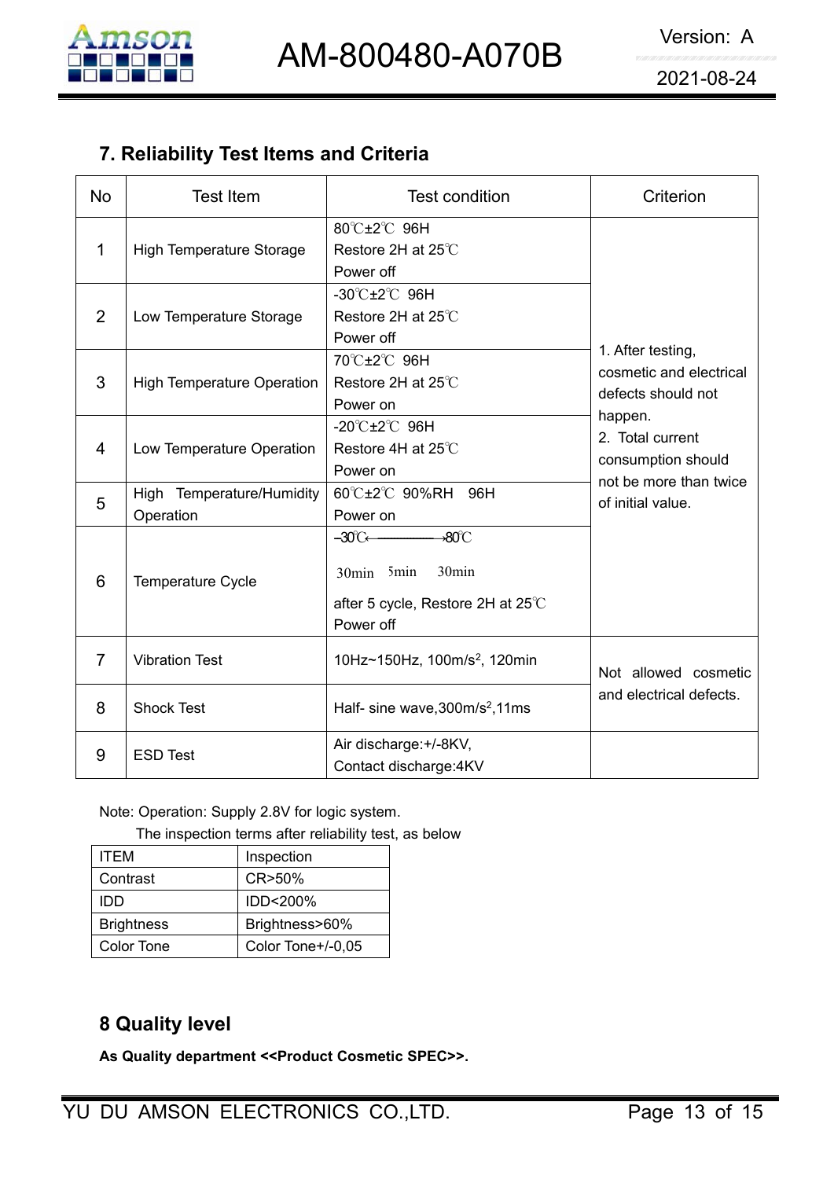## 7. Reliability Test Items and Criteria

| No | Test Item | Test condition | Criterion |
|---|---|---|---|
| 1 | High Temperature Storage | 80℃±2℃ 96H<br>Restore 2H at 25℃<br>Power off | 1. After testing, cosmetic and electrical defects should not happen.<br>2. Total current consumption should not be more than twice of initial value. |
| 2 | Low Temperature Storage | -30℃±2℃ 96H<br>Restore 2H at 25℃<br>Power off | |
| 3 | High Temperature Operation | 70℃±2℃ 96H<br>Restore 2H at 25℃<br>Power on | |
| 4 | Low Temperature Operation | -20℃±2℃ 96H<br>Restore 4H at 25℃<br>Power on | |
| 5 | High Temperature/Humidity Operation | 60℃±2℃ 90%RH 96H<br>Power on | |
| 6 | Temperature Cycle | -30℃ ←——→ 80℃<br>30min 5min 30min<br>after 5 cycle, Restore 2H at 25℃<br>Power off | |
| 7 | Vibration Test | 10Hz~150Hz, 100m/s$^2$, 120min | Not allowed cosmetic and electrical defects. |
| 8 | Shock Test | Half- sine wave,300m/s$^2$,11ms | |
| 9 | ESD Test | Air discharge:+/-8KV,<br>Contact discharge:4KV | |

Note: Operation: Supply 2.8V for logic system.

The inspection terms after reliability test, as below

| ITEM | Inspection |
|---|---|
| Contrast | CR>50% |
| IDD | IDD<200% |
| Brightness | Brightness>60% |
| Color Tone | Color Tone+/-0,05 |

## 8 Quality level

**As Quality department <<Product Cosmetic SPEC>>.**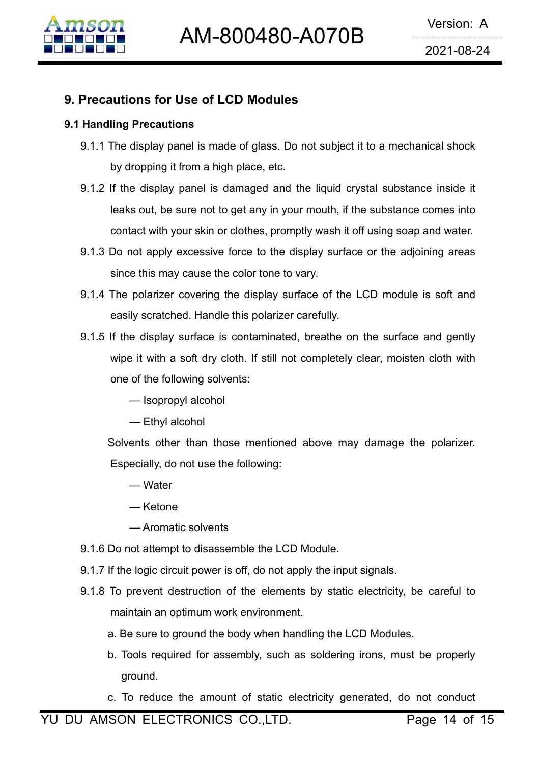## 9. Precautions for Use of LCD Modules

### 9.1 Handling Precautions

9.1.1 The display panel is made of glass. Do not subject it to a mechanical shock by dropping it from a high place, etc.

9.1.2 If the display panel is damaged and the liquid crystal substance inside it leaks out, be sure not to get any in your mouth, if the substance comes into contact with your skin or clothes, promptly wash it off using soap and water.

9.1.3 Do not apply excessive force to the display surface or the adjoining areas since this may cause the color tone to vary.

9.1.4 The polarizer covering the display surface of the LCD module is soft and easily scratched. Handle this polarizer carefully.

9.1.5 If the display surface is contaminated, breathe on the surface and gently wipe it with a soft dry cloth. If still not completely clear, moisten cloth with one of the following solvents:

— Isopropyl alcohol

— Ethyl alcohol

Solvents other than those mentioned above may damage the polarizer. Especially, do not use the following:

— Water

— Ketone

— Aromatic solvents

9.1.6 Do not attempt to disassemble the LCD Module.

9.1.7 If the logic circuit power is off, do not apply the input signals.

9.1.8 To prevent destruction of the elements by static electricity, be careful to maintain an optimum work environment.

a. Be sure to ground the body when handling the LCD Modules.

b. Tools required for assembly, such as soldering irons, must be properly ground.

c. To reduce the amount of static electricity generated, do not conduct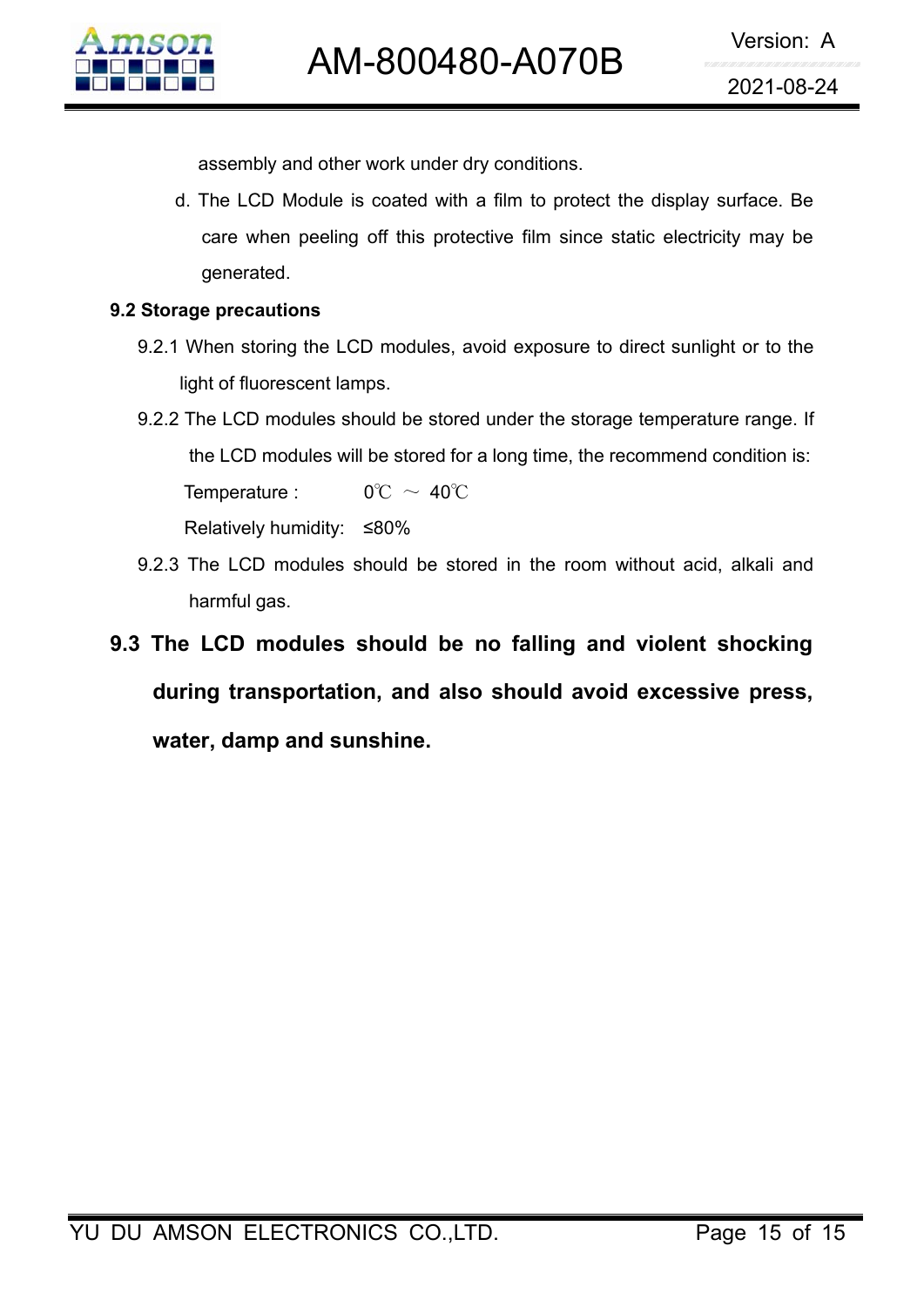assembly and other work under dry conditions.

d. The LCD Module is coated with a film to protect the display surface. Be care when peeling off this protective film since static electricity may be generated.

### 9.2 Storage precautions

9.2.1 When storing the LCD modules, avoid exposure to direct sunlight or to the light of fluorescent lamps.

9.2.2 The LCD modules should be stored under the storage temperature range. If the LCD modules will be stored for a long time, the recommend condition is:

Temperature : 0℃ ～ 40℃

Relatively humidity: ≤80%

9.2.3 The LCD modules should be stored in the room without acid, alkali and harmful gas.

## 9.3 The LCD modules should be no falling and violent shocking during transportation, and also should avoid excessive press, water, damp and sunshine.